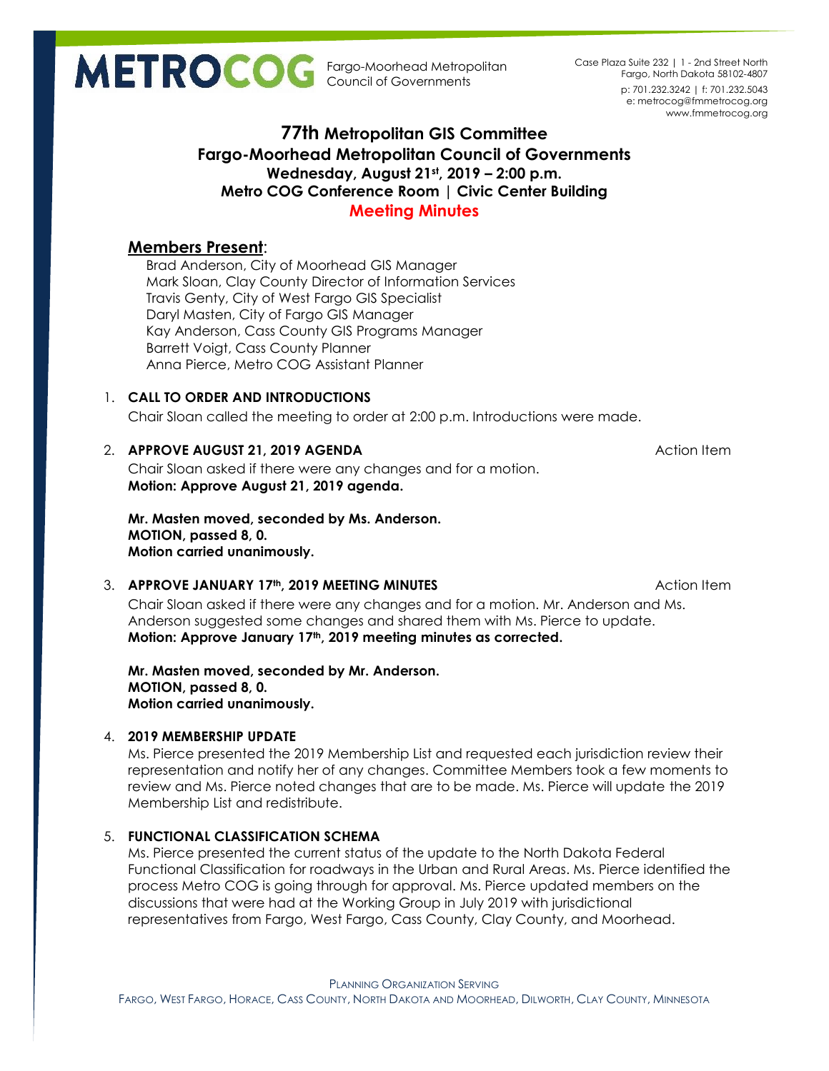METROCOG Fargo-Moorhead Metropolitan Council of Governments

Case Plaza Suite 232 | 1 - 2nd Street North
Fargo, North Dakota 58102-4807
p: 701.232.3242 | f: 701.232.5043
e: metrocog@fmmetrocog.org
www.fmmetrocog.org

# 77th Metropolitan GIS Committee
## Fargo-Moorhead Metropolitan Council of Governments
**Wednesday, August 21st, 2019 – 2:00 p.m.**
**Metro COG Conference Room | Civic Center Building**
**Meeting Minutes**

## Members Present:

Brad Anderson, City of Moorhead GIS Manager
Mark Sloan, Clay County Director of Information Services
Travis Genty, City of West Fargo GIS Specialist
Daryl Masten, City of Fargo GIS Manager
Kay Anderson, Cass County GIS Programs Manager
Barrett Voigt, Cass County Planner
Anna Pierce, Metro COG Assistant Planner

1. **CALL TO ORDER AND INTRODUCTIONS**

   Chair Sloan called the meeting to order at 2:00 p.m. Introductions were made.

2. **APPROVE AUGUST 21, 2019 AGENDA** — Action Item

   Chair Sloan asked if there were any changes and for a motion.
   **Motion: Approve August 21, 2019 agenda.**

   **Mr. Masten moved, seconded by Ms. Anderson.**
   **MOTION, passed 8, 0.**
   **Motion carried unanimously.**

3. **APPROVE JANUARY 17th, 2019 MEETING MINUTES** — Action Item

   Chair Sloan asked if there were any changes and for a motion. Mr. Anderson and Ms. Anderson suggested some changes and shared them with Ms. Pierce to update.
   **Motion: Approve January 17th, 2019 meeting minutes as corrected.**

   **Mr. Masten moved, seconded by Mr. Anderson.**
   **MOTION, passed 8, 0.**
   **Motion carried unanimously.**

4. **2019 MEMBERSHIP UPDATE**

   Ms. Pierce presented the 2019 Membership List and requested each jurisdiction review their representation and notify her of any changes. Committee Members took a few moments to review and Ms. Pierce noted changes that are to be made. Ms. Pierce will update the 2019 Membership List and redistribute.

5. **FUNCTIONAL CLASSIFICATION SCHEMA**

   Ms. Pierce presented the current status of the update to the North Dakota Federal Functional Classification for roadways in the Urban and Rural Areas. Ms. Pierce identified the process Metro COG is going through for approval. Ms. Pierce updated members on the discussions that were had at the Working Group in July 2019 with jurisdictional representatives from Fargo, West Fargo, Cass County, Clay County, and Moorhead.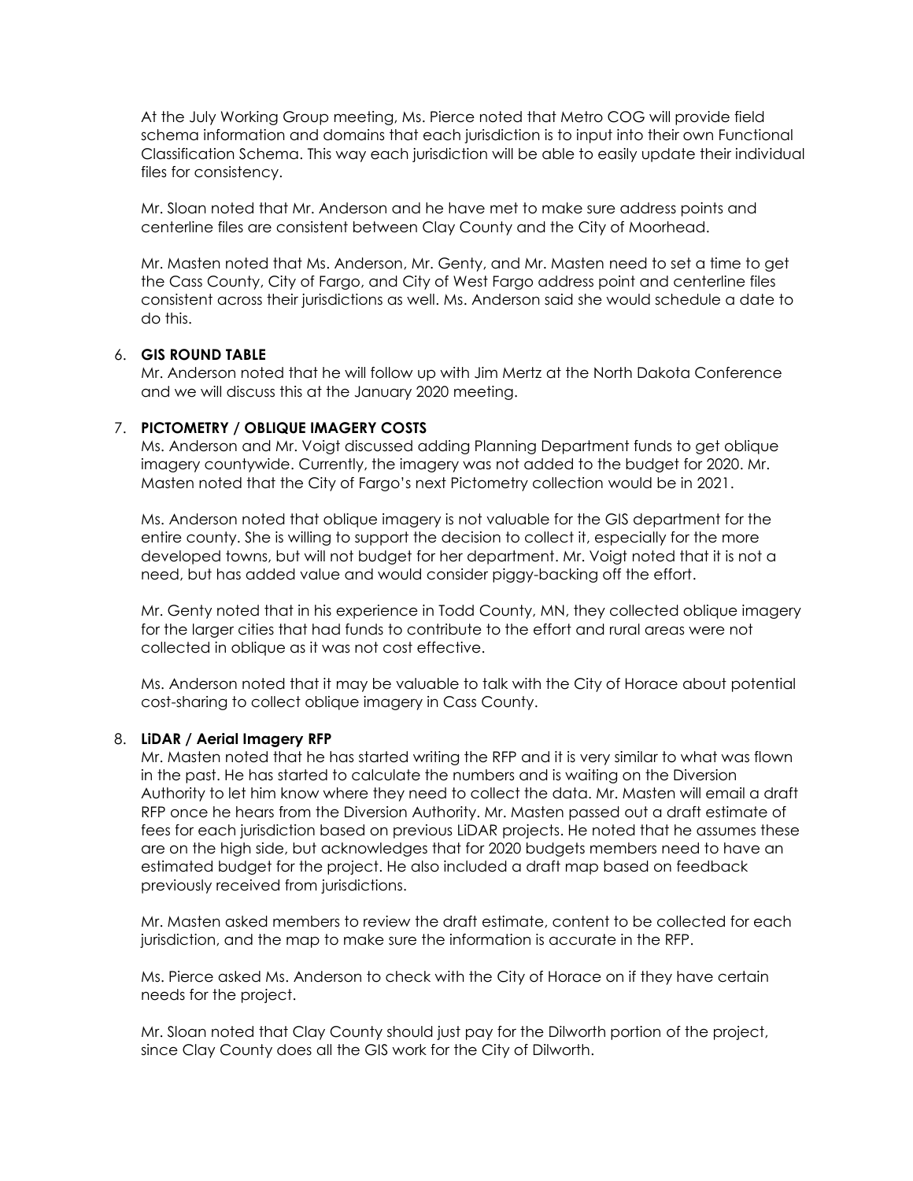At the July Working Group meeting, Ms. Pierce noted that Metro COG will provide field schema information and domains that each jurisdiction is to input into their own Functional Classification Schema. This way each jurisdiction will be able to easily update their individual files for consistency.

Mr. Sloan noted that Mr. Anderson and he have met to make sure address points and centerline files are consistent between Clay County and the City of Moorhead.

Mr. Masten noted that Ms. Anderson, Mr. Genty, and Mr. Masten need to set a time to get the Cass County, City of Fargo, and City of West Fargo address point and centerline files consistent across their jurisdictions as well. Ms. Anderson said she would schedule a date to do this.

6. **GIS ROUND TABLE**

   Mr. Anderson noted that he will follow up with Jim Mertz at the North Dakota Conference and we will discuss this at the January 2020 meeting.

7. **PICTOMETRY / OBLIQUE IMAGERY COSTS**

   Ms. Anderson and Mr. Voigt discussed adding Planning Department funds to get oblique imagery countywide. Currently, the imagery was not added to the budget for 2020. Mr. Masten noted that the City of Fargo's next Pictometry collection would be in 2021.

   Ms. Anderson noted that oblique imagery is not valuable for the GIS department for the entire county. She is willing to support the decision to collect it, especially for the more developed towns, but will not budget for her department. Mr. Voigt noted that it is not a need, but has added value and would consider piggy-backing off the effort.

   Mr. Genty noted that in his experience in Todd County, MN, they collected oblique imagery for the larger cities that had funds to contribute to the effort and rural areas were not collected in oblique as it was not cost effective.

   Ms. Anderson noted that it may be valuable to talk with the City of Horace about potential cost-sharing to collect oblique imagery in Cass County.

8. **LiDAR / Aerial Imagery RFP**

   Mr. Masten noted that he has started writing the RFP and it is very similar to what was flown in the past. He has started to calculate the numbers and is waiting on the Diversion Authority to let him know where they need to collect the data. Mr. Masten will email a draft RFP once he hears from the Diversion Authority. Mr. Masten passed out a draft estimate of fees for each jurisdiction based on previous LiDAR projects. He noted that he assumes these are on the high side, but acknowledges that for 2020 budgets members need to have an estimated budget for the project. He also included a draft map based on feedback previously received from jurisdictions.

   Mr. Masten asked members to review the draft estimate, content to be collected for each jurisdiction, and the map to make sure the information is accurate in the RFP.

   Ms. Pierce asked Ms. Anderson to check with the City of Horace on if they have certain needs for the project.

   Mr. Sloan noted that Clay County should just pay for the Dilworth portion of the project, since Clay County does all the GIS work for the City of Dilworth.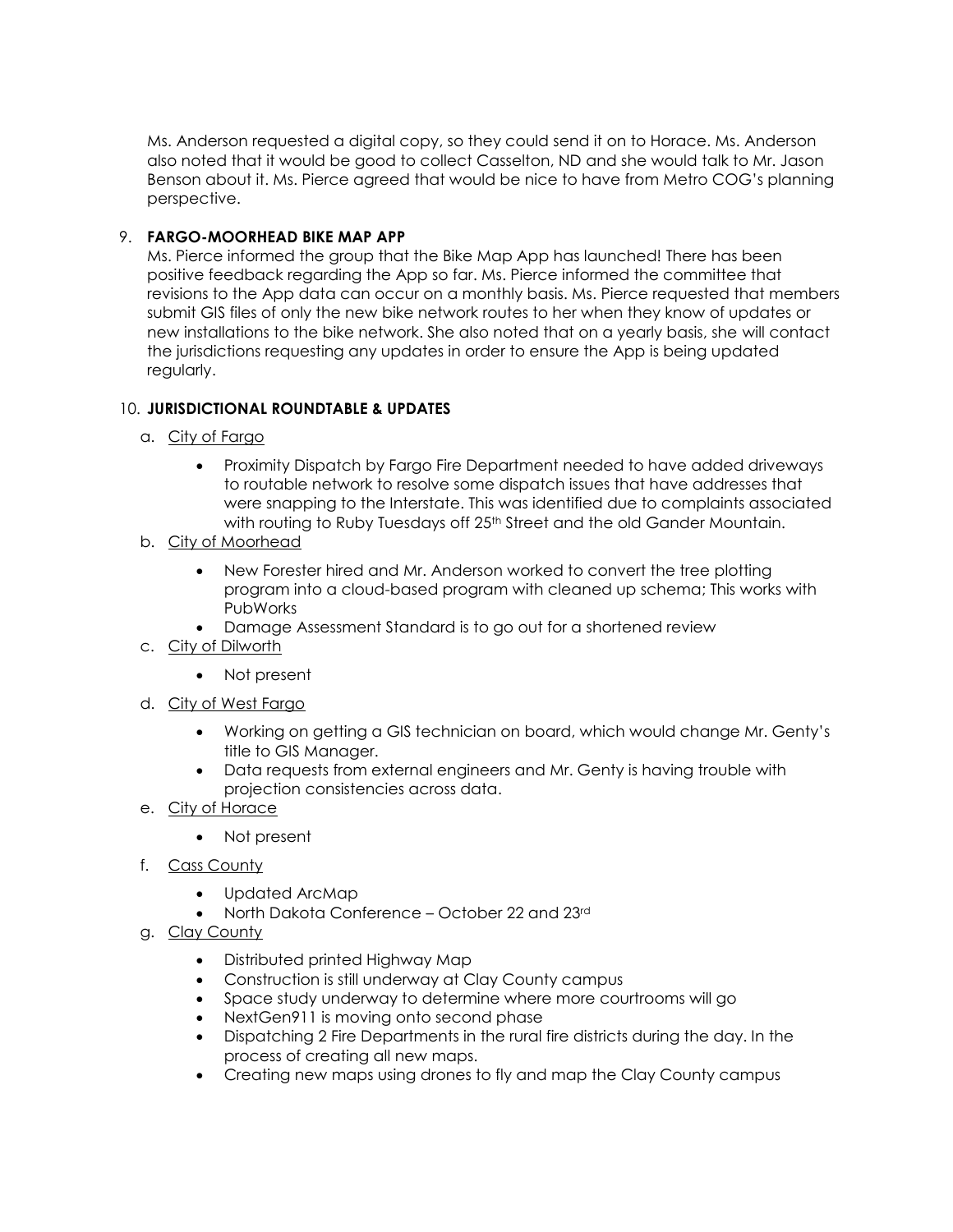Ms. Anderson requested a digital copy, so they could send it on to Horace. Ms. Anderson also noted that it would be good to collect Casselton, ND and she would talk to Mr. Jason Benson about it. Ms. Pierce agreed that would be nice to have from Metro COG's planning perspective.

9. **FARGO-MOORHEAD BIKE MAP APP**
   Ms. Pierce informed the group that the Bike Map App has launched! There has been positive feedback regarding the App so far. Ms. Pierce informed the committee that revisions to the App data can occur on a monthly basis. Ms. Pierce requested that members submit GIS files of only the new bike network routes to her when they know of updates or new installations to the bike network. She also noted that on a yearly basis, she will contact the jurisdictions requesting any updates in order to ensure the App is being updated regularly.

10. **JURISDICTIONAL ROUNDTABLE & UPDATES**
    a. City of Fargo
       - Proximity Dispatch by Fargo Fire Department needed to have added driveways to routable network to resolve some dispatch issues that have addresses that were snapping to the Interstate. This was identified due to complaints associated with routing to Ruby Tuesdays off 25th Street and the old Gander Mountain.

    b. City of Moorhead
       - New Forester hired and Mr. Anderson worked to convert the tree plotting program into a cloud-based program with cleaned up schema; This works with PubWorks
       - Damage Assessment Standard is to go out for a shortened review

    c. City of Dilworth
       - Not present

    d. City of West Fargo
       - Working on getting a GIS technician on board, which would change Mr. Genty's title to GIS Manager.
       - Data requests from external engineers and Mr. Genty is having trouble with projection consistencies across data.

    e. City of Horace
       - Not present

    f. Cass County
       - Updated ArcMap
       - North Dakota Conference – October 22 and 23rd

    g. Clay County
       - Distributed printed Highway Map
       - Construction is still underway at Clay County campus
       - Space study underway to determine where more courtrooms will go
       - NextGen911 is moving onto second phase
       - Dispatching 2 Fire Departments in the rural fire districts during the day. In the process of creating all new maps.
       - Creating new maps using drones to fly and map the Clay County campus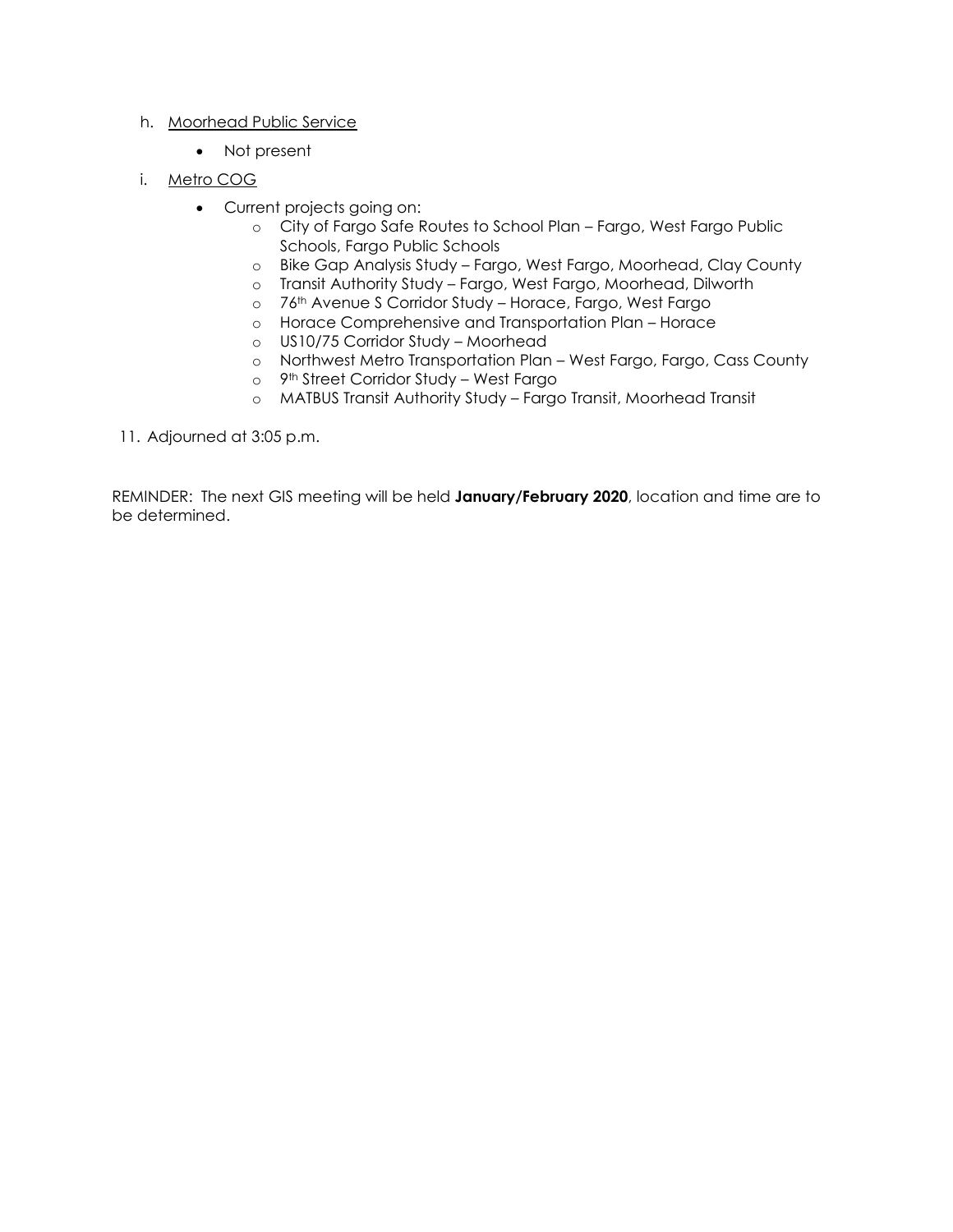h. Moorhead Public Service

- Not present

i. Metro COG

- Current projects going on:
  - City of Fargo Safe Routes to School Plan – Fargo, West Fargo Public Schools, Fargo Public Schools
  - Bike Gap Analysis Study – Fargo, West Fargo, Moorhead, Clay County
  - Transit Authority Study – Fargo, West Fargo, Moorhead, Dilworth
  - 76th Avenue S Corridor Study – Horace, Fargo, West Fargo
  - Horace Comprehensive and Transportation Plan – Horace
  - US10/75 Corridor Study – Moorhead
  - Northwest Metro Transportation Plan – West Fargo, Fargo, Cass County
  - 9th Street Corridor Study – West Fargo
  - MATBUS Transit Authority Study – Fargo Transit, Moorhead Transit

11. Adjourned at 3:05 p.m.

REMINDER: The next GIS meeting will be held **January/February 2020**, location and time are to be determined.